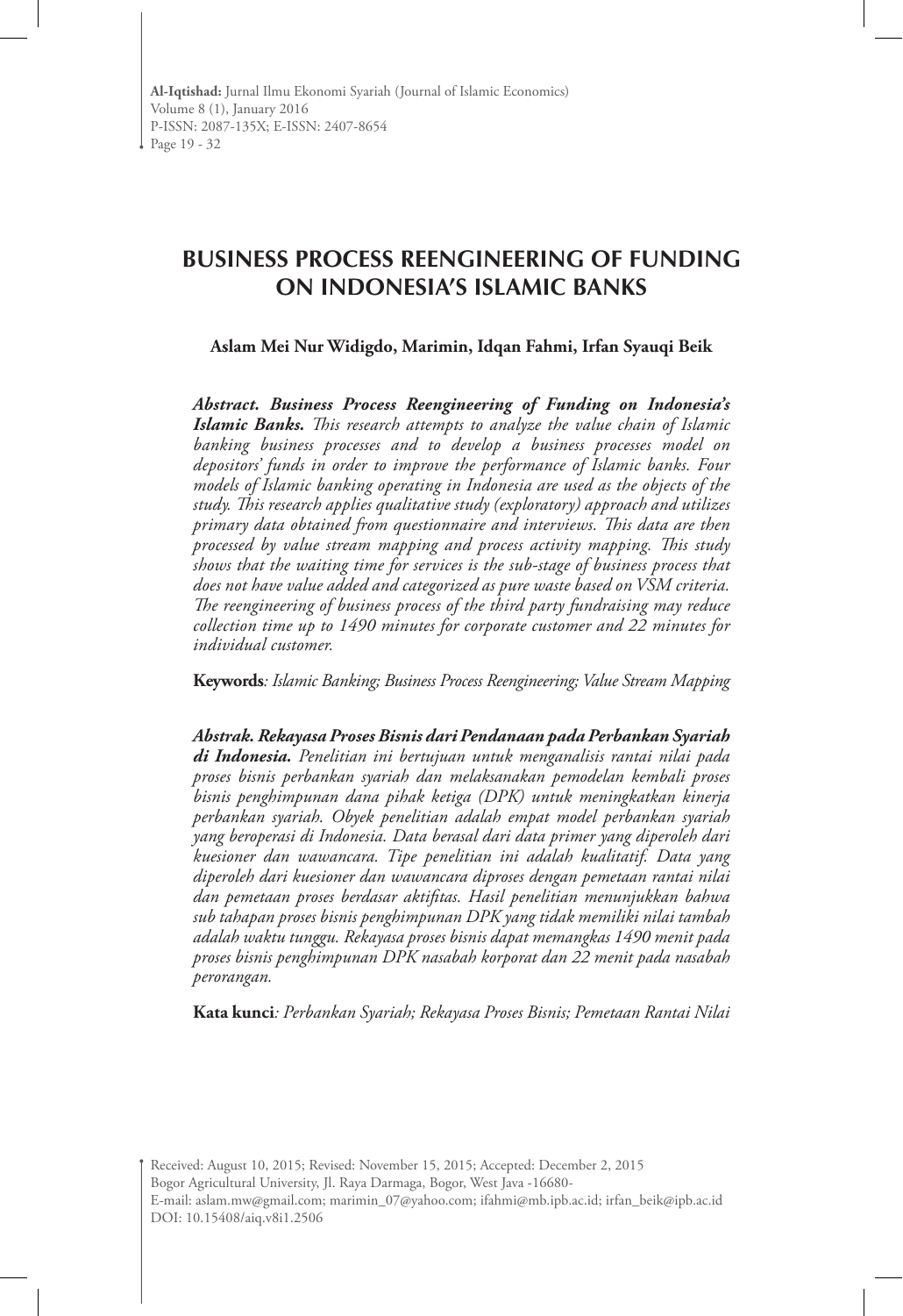# BUSINESS PROCESS REENGINEERING OF FUNDING ON INDONESIA'S ISLAMIC BANKS

**Aslam Mei Nur Widigdo, Marimin, Idqan Fahmi, Irfan Syauqi Beik**

***Abstract. Business Process Reengineering of Funding on Indonesia's Islamic Banks.*** *This research attempts to analyze the value chain of Islamic banking business processes and to develop a business processes model on depositors' funds in order to improve the performance of Islamic banks. Four models of Islamic banking operating in Indonesia are used as the objects of the study. This research applies qualitative study (exploratory) approach and utilizes primary data obtained from questionnaire and interviews. This data are then processed by value stream mapping and process activity mapping. This study shows that the waiting time for services is the sub-stage of business process that does not have value added and categorized as pure waste based on VSM criteria. The reengineering of business process of the third party fundraising may reduce collection time up to 1490 minutes for corporate customer and 22 minutes for individual customer.*

**Keywords***: Islamic Banking; Business Process Reengineering; Value Stream Mapping*

***Abstrak. Rekayasa Proses Bisnis dari Pendanaan pada Perbankan Syariah di Indonesia.*** *Penelitian ini bertujuan untuk menganalisis rantai nilai pada proses bisnis perbankan syariah dan melaksanakan pemodelan kembali proses bisnis penghimpunan dana pihak ketiga (DPK) untuk meningkatkan kinerja perbankan syariah. Obyek penelitian adalah empat model perbankan syariah yang beroperasi di Indonesia. Data berasal dari data primer yang diperoleh dari kuesioner dan wawancara. Tipe penelitian ini adalah kualitatif. Data yang diperoleh dari kuesioner dan wawancara diproses dengan pemetaan rantai nilai dan pemetaan proses berdasar aktifitas. Hasil penelitian menunjukkan bahwa sub tahapan proses bisnis penghimpunan DPK yang tidak memiliki nilai tambah adalah waktu tunggu. Rekayasa proses bisnis dapat memangkas 1490 menit pada proses bisnis penghimpunan DPK nasabah korporat dan 22 menit pada nasabah perorangan.*

**Kata kunci***: Perbankan Syariah; Rekayasa Proses Bisnis; Pemetaan Rantai Nilai*

Received: August 10, 2015; Revised: November 15, 2015; Accepted: December 2, 2015
Bogor Agricultural University, Jl. Raya Darmaga, Bogor, West Java -16680-
E-mail: aslam.mw@gmail.com; marimin_07@yahoo.com; ifahmi@mb.ipb.ac.id; irfan_beik@ipb.ac.id
DOI: 10.15408/aiq.v8i1.2506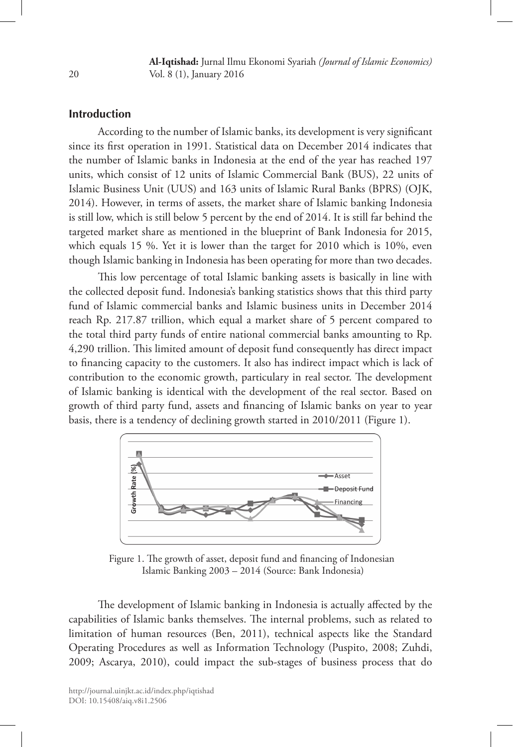## Introduction

According to the number of Islamic banks, its development is very significant since its first operation in 1991. Statistical data on December 2014 indicates that the number of Islamic banks in Indonesia at the end of the year has reached 197 units, which consist of 12 units of Islamic Commercial Bank (BUS), 22 units of Islamic Business Unit (UUS) and 163 units of Islamic Rural Banks (BPRS) (OJK, 2014). However, in terms of assets, the market share of Islamic banking Indonesia is still low, which is still below 5 percent by the end of 2014. It is still far behind the targeted market share as mentioned in the blueprint of Bank Indonesia for 2015, which equals 15 %. Yet it is lower than the target for 2010 which is 10%, even though Islamic banking in Indonesia has been operating for more than two decades.

This low percentage of total Islamic banking assets is basically in line with the collected deposit fund. Indonesia's banking statistics shows that this third party fund of Islamic commercial banks and Islamic business units in December 2014 reach Rp. 217.87 trillion, which equal a market share of 5 percent compared to the total third party funds of entire national commercial banks amounting to Rp. 4,290 trillion. This limited amount of deposit fund consequently has direct impact to financing capacity to the customers. It also has indirect impact which is lack of contribution to the economic growth, particulary in real sector. The development of Islamic banking is identical with the development of the real sector. Based on growth of third party fund, assets and financing of Islamic banks on year to year basis, there is a tendency of declining growth started in 2010/2011 (Figure 1).

Figure 1. The growth of asset, deposit fund and financing of Indonesian Islamic Banking 2003 – 2014 (Source: Bank Indonesia)

The development of Islamic banking in Indonesia is actually affected by the capabilities of Islamic banks themselves. The internal problems, such as related to limitation of human resources (Ben, 2011), technical aspects like the Standard Operating Procedures as well as Information Technology (Puspito, 2008; Zuhdi, 2009; Ascarya, 2010), could impact the sub-stages of business process that do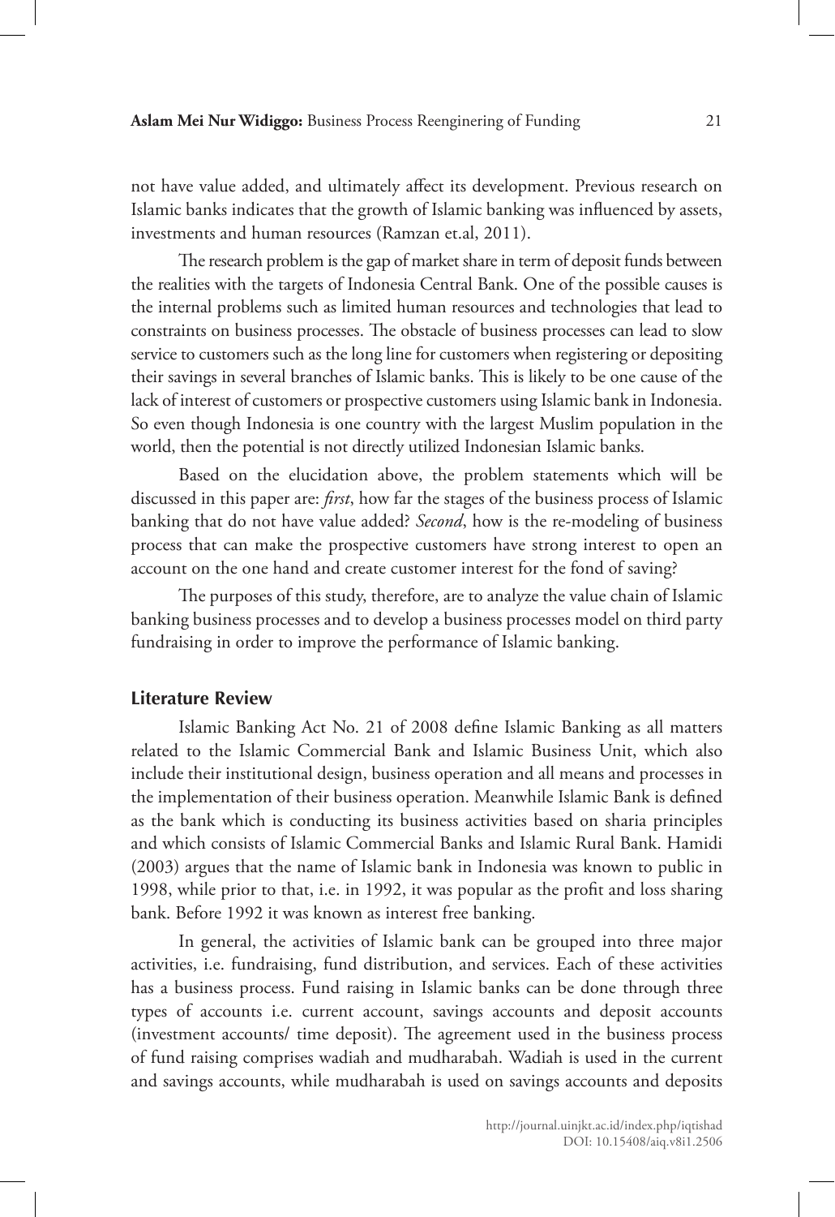not have value added, and ultimately affect its development. Previous research on Islamic banks indicates that the growth of Islamic banking was influenced by assets, investments and human resources (Ramzan et.al, 2011).

The research problem is the gap of market share in term of deposit funds between the realities with the targets of Indonesia Central Bank. One of the possible causes is the internal problems such as limited human resources and technologies that lead to constraints on business processes. The obstacle of business processes can lead to slow service to customers such as the long line for customers when registering or depositing their savings in several branches of Islamic banks. This is likely to be one cause of the lack of interest of customers or prospective customers using Islamic bank in Indonesia. So even though Indonesia is one country with the largest Muslim population in the world, then the potential is not directly utilized Indonesian Islamic banks.

Based on the elucidation above, the problem statements which will be discussed in this paper are: *first*, how far the stages of the business process of Islamic banking that do not have value added? *Second*, how is the re-modeling of business process that can make the prospective customers have strong interest to open an account on the one hand and create customer interest for the fond of saving?

The purposes of this study, therefore, are to analyze the value chain of Islamic banking business processes and to develop a business processes model on third party fundraising in order to improve the performance of Islamic banking.

## Literature Review

Islamic Banking Act No. 21 of 2008 define Islamic Banking as all matters related to the Islamic Commercial Bank and Islamic Business Unit, which also include their institutional design, business operation and all means and processes in the implementation of their business operation. Meanwhile Islamic Bank is defined as the bank which is conducting its business activities based on sharia principles and which consists of Islamic Commercial Banks and Islamic Rural Bank. Hamidi (2003) argues that the name of Islamic bank in Indonesia was known to public in 1998, while prior to that, i.e. in 1992, it was popular as the profit and loss sharing bank. Before 1992 it was known as interest free banking.

In general, the activities of Islamic bank can be grouped into three major activities, i.e. fundraising, fund distribution, and services. Each of these activities has a business process. Fund raising in Islamic banks can be done through three types of accounts i.e. current account, savings accounts and deposit accounts (investment accounts/ time deposit). The agreement used in the business process of fund raising comprises wadiah and mudharabah. Wadiah is used in the current and savings accounts, while mudharabah is used on savings accounts and deposits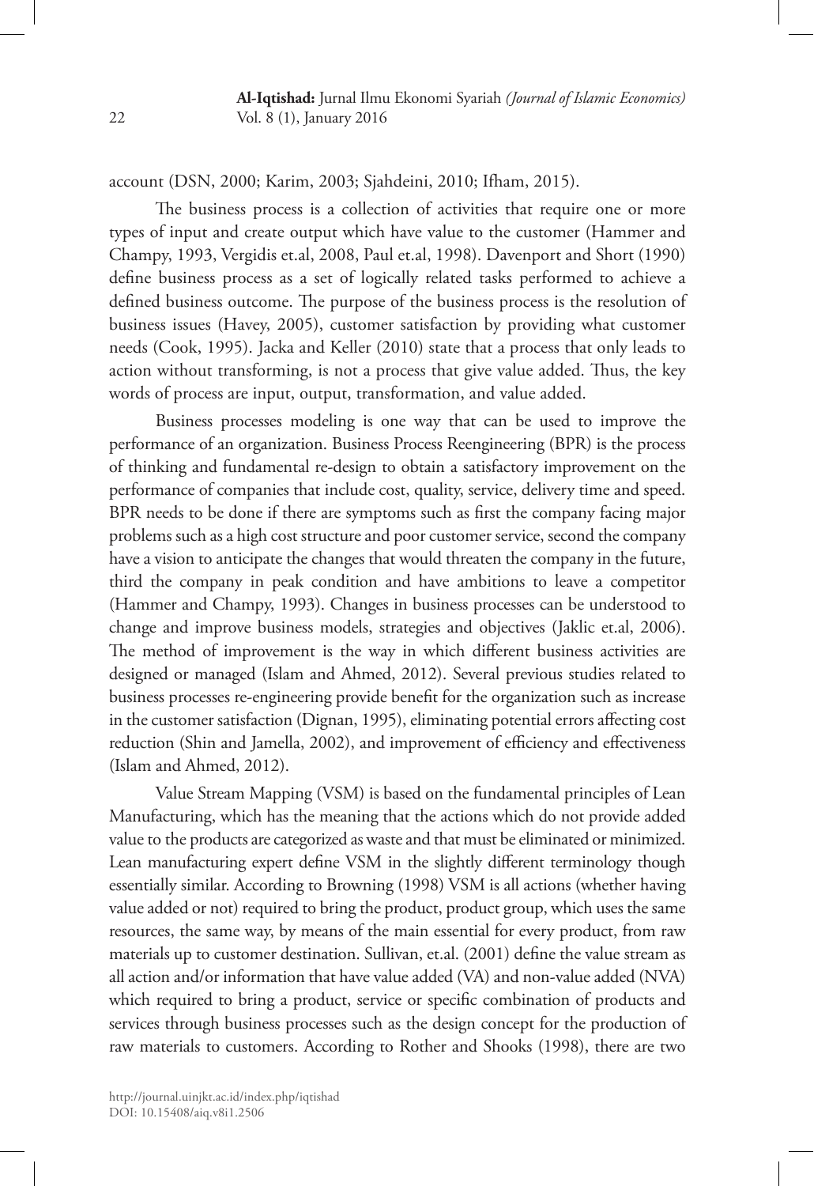account (DSN, 2000; Karim, 2003; Sjahdeini, 2010; Ifham, 2015).

The business process is a collection of activities that require one or more types of input and create output which have value to the customer (Hammer and Champy, 1993, Vergidis et.al, 2008, Paul et.al, 1998). Davenport and Short (1990) define business process as a set of logically related tasks performed to achieve a defined business outcome. The purpose of the business process is the resolution of business issues (Havey, 2005), customer satisfaction by providing what customer needs (Cook, 1995). Jacka and Keller (2010) state that a process that only leads to action without transforming, is not a process that give value added. Thus, the key words of process are input, output, transformation, and value added.

Business processes modeling is one way that can be used to improve the performance of an organization. Business Process Reengineering (BPR) is the process of thinking and fundamental re-design to obtain a satisfactory improvement on the performance of companies that include cost, quality, service, delivery time and speed. BPR needs to be done if there are symptoms such as first the company facing major problems such as a high cost structure and poor customer service, second the company have a vision to anticipate the changes that would threaten the company in the future, third the company in peak condition and have ambitions to leave a competitor (Hammer and Champy, 1993). Changes in business processes can be understood to change and improve business models, strategies and objectives (Jaklic et.al, 2006). The method of improvement is the way in which different business activities are designed or managed (Islam and Ahmed, 2012). Several previous studies related to business processes re-engineering provide benefit for the organization such as increase in the customer satisfaction (Dignan, 1995), eliminating potential errors affecting cost reduction (Shin and Jamella, 2002), and improvement of efficiency and effectiveness (Islam and Ahmed, 2012).

Value Stream Mapping (VSM) is based on the fundamental principles of Lean Manufacturing, which has the meaning that the actions which do not provide added value to the products are categorized as waste and that must be eliminated or minimized. Lean manufacturing expert define VSM in the slightly different terminology though essentially similar. According to Browning (1998) VSM is all actions (whether having value added or not) required to bring the product, product group, which uses the same resources, the same way, by means of the main essential for every product, from raw materials up to customer destination. Sullivan, et.al. (2001) define the value stream as all action and/or information that have value added (VA) and non-value added (NVA) which required to bring a product, service or specific combination of products and services through business processes such as the design concept for the production of raw materials to customers. According to Rother and Shooks (1998), there are two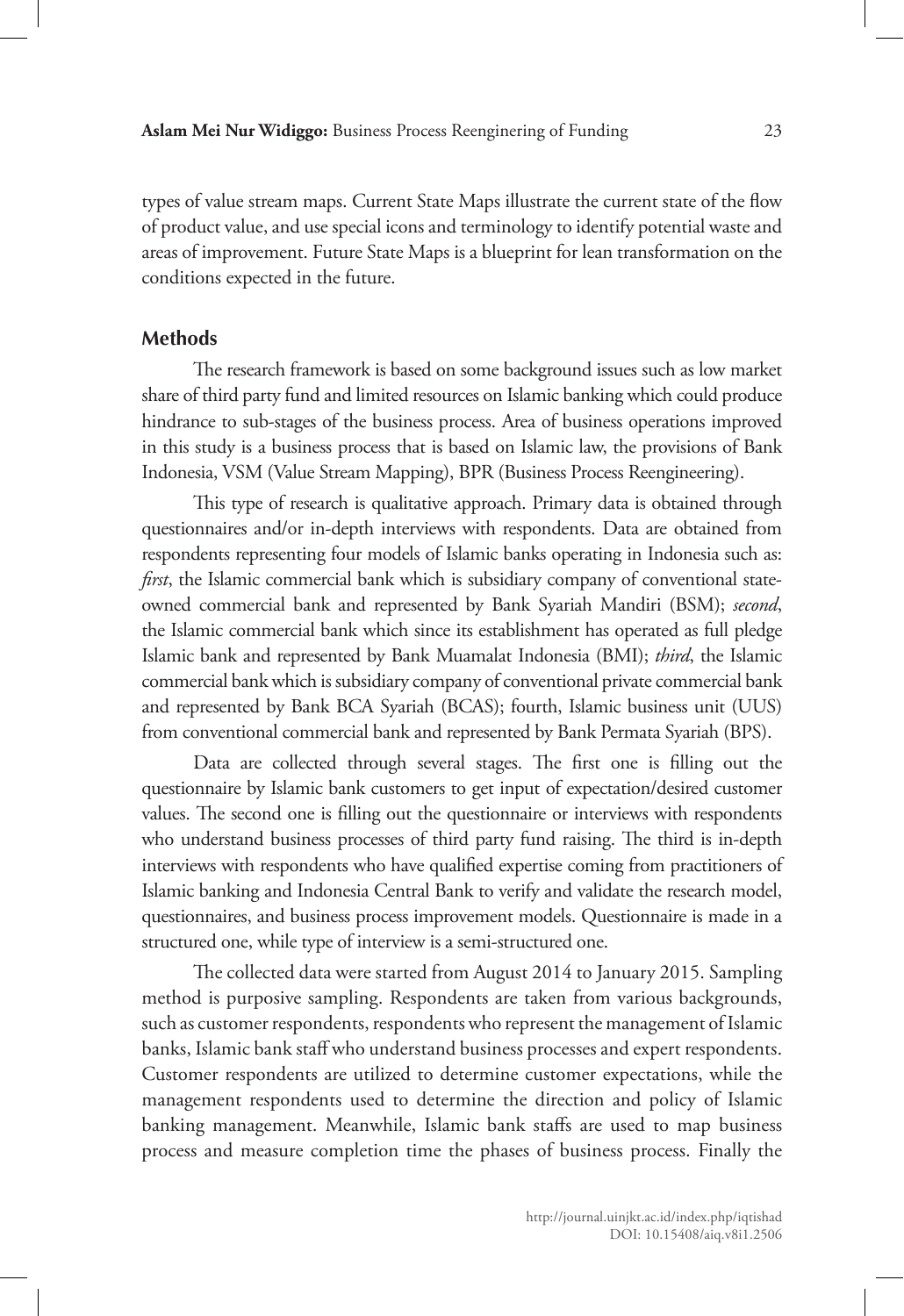types of value stream maps. Current State Maps illustrate the current state of the flow of product value, and use special icons and terminology to identify potential waste and areas of improvement. Future State Maps is a blueprint for lean transformation on the conditions expected in the future.

## Methods

The research framework is based on some background issues such as low market share of third party fund and limited resources on Islamic banking which could produce hindrance to sub-stages of the business process. Area of business operations improved in this study is a business process that is based on Islamic law, the provisions of Bank Indonesia, VSM (Value Stream Mapping), BPR (Business Process Reengineering).

This type of research is qualitative approach. Primary data is obtained through questionnaires and/or in-depth interviews with respondents. Data are obtained from respondents representing four models of Islamic banks operating in Indonesia such as: *first*, the Islamic commercial bank which is subsidiary company of conventional state-owned commercial bank and represented by Bank Syariah Mandiri (BSM); *second*, the Islamic commercial bank which since its establishment has operated as full pledge Islamic bank and represented by Bank Muamalat Indonesia (BMI); *third*, the Islamic commercial bank which is subsidiary company of conventional private commercial bank and represented by Bank BCA Syariah (BCAS); fourth, Islamic business unit (UUS) from conventional commercial bank and represented by Bank Permata Syariah (BPS).

Data are collected through several stages. The first one is filling out the questionnaire by Islamic bank customers to get input of expectation/desired customer values. The second one is filling out the questionnaire or interviews with respondents who understand business processes of third party fund raising. The third is in-depth interviews with respondents who have qualified expertise coming from practitioners of Islamic banking and Indonesia Central Bank to verify and validate the research model, questionnaires, and business process improvement models. Questionnaire is made in a structured one, while type of interview is a semi-structured one.

The collected data were started from August 2014 to January 2015. Sampling method is purposive sampling. Respondents are taken from various backgrounds, such as customer respondents, respondents who represent the management of Islamic banks, Islamic bank staff who understand business processes and expert respondents. Customer respondents are utilized to determine customer expectations, while the management respondents used to determine the direction and policy of Islamic banking management. Meanwhile, Islamic bank staffs are used to map business process and measure completion time the phases of business process. Finally the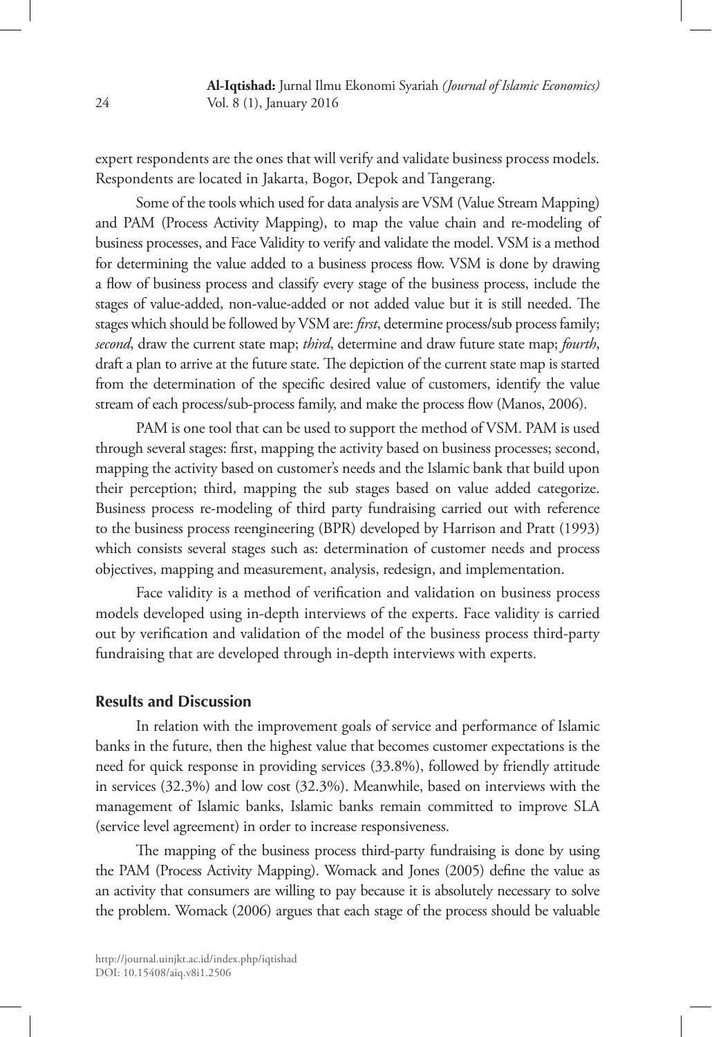expert respondents are the ones that will verify and validate business process models. Respondents are located in Jakarta, Bogor, Depok and Tangerang.

Some of the tools which used for data analysis are VSM (Value Stream Mapping) and PAM (Process Activity Mapping), to map the value chain and re-modeling of business processes, and Face Validity to verify and validate the model. VSM is a method for determining the value added to a business process flow. VSM is done by drawing a flow of business process and classify every stage of the business process, include the stages of value-added, non-value-added or not added value but it is still needed. The stages which should be followed by VSM are: *first*, determine process/sub process family; *second*, draw the current state map; *third*, determine and draw future state map; *fourth*, draft a plan to arrive at the future state. The depiction of the current state map is started from the determination of the specific desired value of customers, identify the value stream of each process/sub-process family, and make the process flow (Manos, 2006).

PAM is one tool that can be used to support the method of VSM. PAM is used through several stages: first, mapping the activity based on business processes; second, mapping the activity based on customer's needs and the Islamic bank that build upon their perception; third, mapping the sub stages based on value added categorize. Business process re-modeling of third party fundraising carried out with reference to the business process reengineering (BPR) developed by Harrison and Pratt (1993) which consists several stages such as: determination of customer needs and process objectives, mapping and measurement, analysis, redesign, and implementation.

Face validity is a method of verification and validation on business process models developed using in-depth interviews of the experts. Face validity is carried out by verification and validation of the model of the business process third-party fundraising that are developed through in-depth interviews with experts.

## Results and Discussion

In relation with the improvement goals of service and performance of Islamic banks in the future, then the highest value that becomes customer expectations is the need for quick response in providing services (33.8%), followed by friendly attitude in services (32.3%) and low cost (32.3%). Meanwhile, based on interviews with the management of Islamic banks, Islamic banks remain committed to improve SLA (service level agreement) in order to increase responsiveness.

The mapping of the business process third-party fundraising is done by using the PAM (Process Activity Mapping). Womack and Jones (2005) define the value as an activity that consumers are willing to pay because it is absolutely necessary to solve the problem. Womack (2006) argues that each stage of the process should be valuable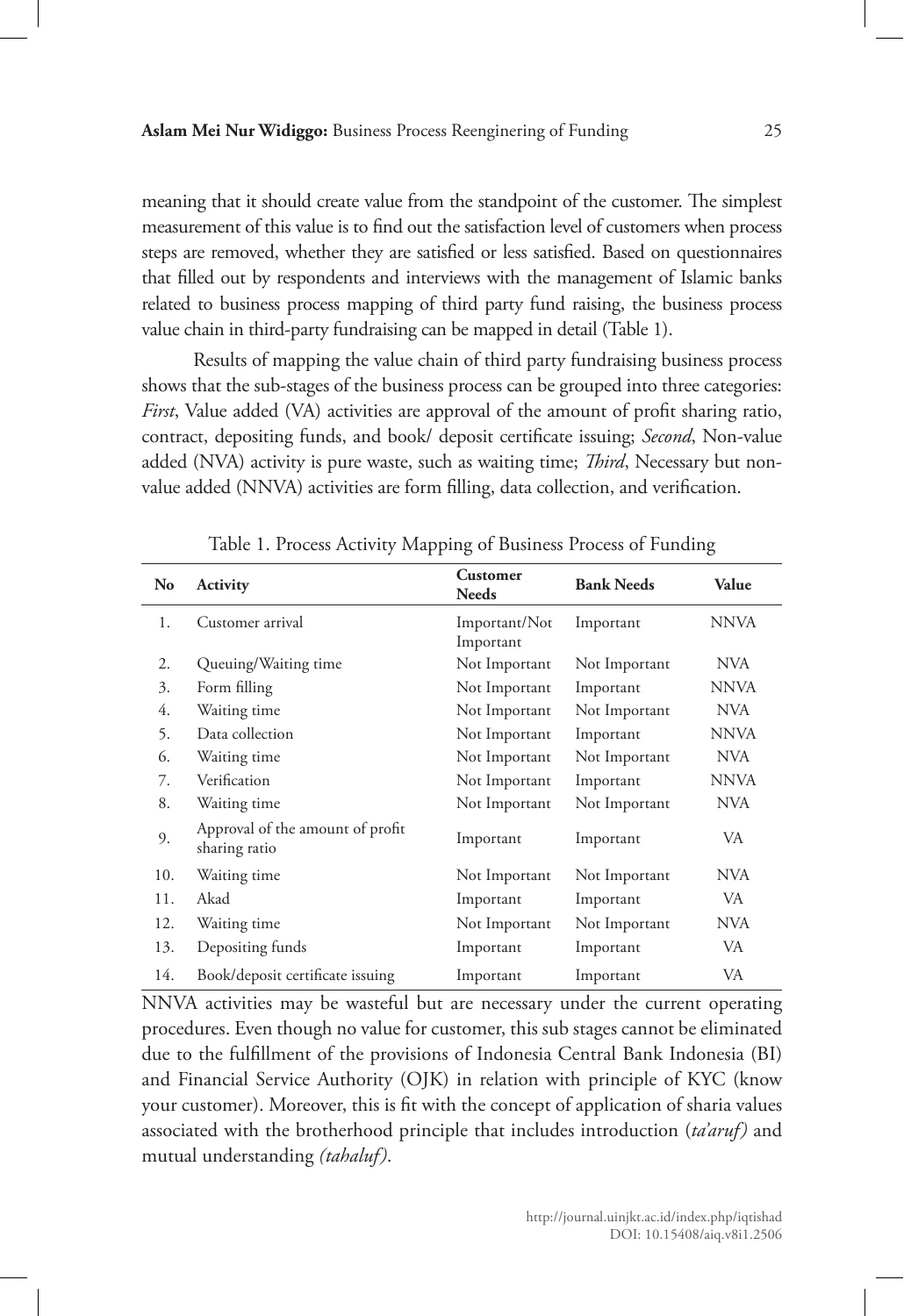meaning that it should create value from the standpoint of the customer. The simplest measurement of this value is to find out the satisfaction level of customers when process steps are removed, whether they are satisfied or less satisfied. Based on questionnaires that filled out by respondents and interviews with the management of Islamic banks related to business process mapping of third party fund raising, the business process value chain in third-party fundraising can be mapped in detail (Table 1).

Results of mapping the value chain of third party fundraising business process shows that the sub-stages of the business process can be grouped into three categories: *First*, Value added (VA) activities are approval of the amount of profit sharing ratio, contract, depositing funds, and book/ deposit certificate issuing; *Second*, Non-value added (NVA) activity is pure waste, such as waiting time; *Third*, Necessary but non-value added (NNVA) activities are form filling, data collection, and verification.

Table 1. Process Activity Mapping of Business Process of Funding

| No | Activity | Customer Needs | Bank Needs | Value |
|---|---|---|---|---|
| 1. | Customer arrival | Important/Not Important | Important | NNVA |
| 2. | Queuing/Waiting time | Not Important | Not Important | NVA |
| 3. | Form filling | Not Important | Important | NNVA |
| 4. | Waiting time | Not Important | Not Important | NVA |
| 5. | Data collection | Not Important | Important | NNVA |
| 6. | Waiting time | Not Important | Not Important | NVA |
| 7. | Verification | Not Important | Important | NNVA |
| 8. | Waiting time | Not Important | Not Important | NVA |
| 9. | Approval of the amount of profit sharing ratio | Important | Important | VA |
| 10. | Waiting time | Not Important | Not Important | NVA |
| 11. | Akad | Important | Important | VA |
| 12. | Waiting time | Not Important | Not Important | NVA |
| 13. | Depositing funds | Important | Important | VA |
| 14. | Book/deposit certificate issuing | Important | Important | VA |

NNVA activities may be wasteful but are necessary under the current operating procedures. Even though no value for customer, this sub stages cannot be eliminated due to the fulfillment of the provisions of Indonesia Central Bank Indonesia (BI) and Financial Service Authority (OJK) in relation with principle of KYC (know your customer). Moreover, this is fit with the concept of application of sharia values associated with the brotherhood principle that includes introduction (*ta'aruf)* and mutual understanding *(tahaluf)*.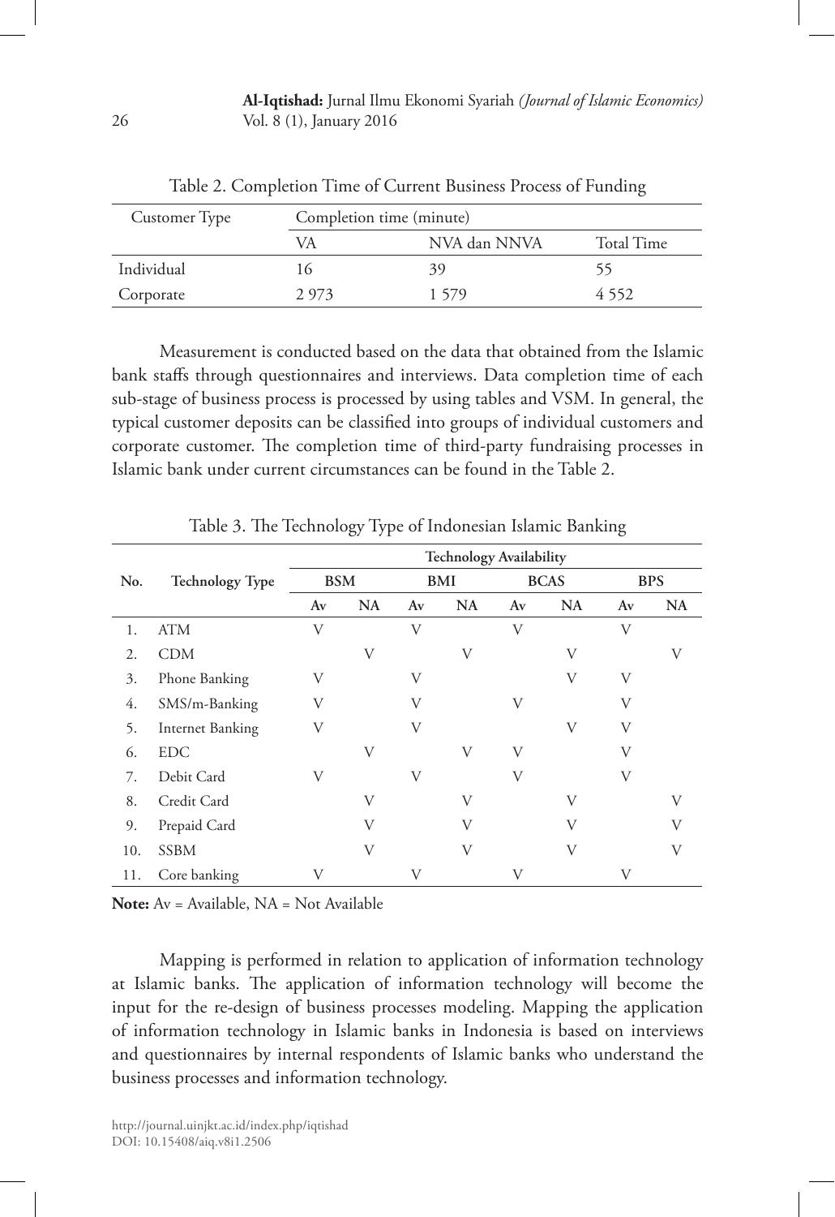Table 2. Completion Time of Current Business Process of Funding

| Customer Type | Completion time (minute) | | |
|---|---|---|---|
| | VA | NVA dan NNVA | Total Time |
| Individual | 16 | 39 | 55 |
| Corporate | 2 973 | 1 579 | 4 552 |

Measurement is conducted based on the data that obtained from the Islamic bank staffs through questionnaires and interviews. Data completion time of each sub-stage of business process is processed by using tables and VSM. In general, the typical customer deposits can be classified into groups of individual customers and corporate customer. The completion time of third-party fundraising processes in Islamic bank under current circumstances can be found in the Table 2.

Table 3. The Technology Type of Indonesian Islamic Banking

| No. | Technology Type | Technology Availability | | | | | | | |
|---|---|---|---|---|---|---|---|---|---|
| | | BSM | | BMI | | BCAS | | BPS | |
| | | Av | NA | Av | NA | Av | NA | Av | NA |
| 1. | ATM | V | | V | | V | | V | |
| 2. | CDM | | V | | V | | V | | V |
| 3. | Phone Banking | V | | V | | | V | V | |
| 4. | SMS/m-Banking | V | | V | | V | | V | |
| 5. | Internet Banking | V | | V | | | V | V | |
| 6. | EDC | | V | | V | V | | V | |
| 7. | Debit Card | V | | V | | V | | V | |
| 8. | Credit Card | | V | | V | | V | | V |
| 9. | Prepaid Card | | V | | V | | V | | V |
| 10. | SSBM | | V | | V | | V | | V |
| 11. | Core banking | V | | V | | V | | V | |

**Note:** Av = Available, NA = Not Available

Mapping is performed in relation to application of information technology at Islamic banks. The application of information technology will become the input for the re-design of business processes modeling. Mapping the application of information technology in Islamic banks in Indonesia is based on interviews and questionnaires by internal respondents of Islamic banks who understand the business processes and information technology.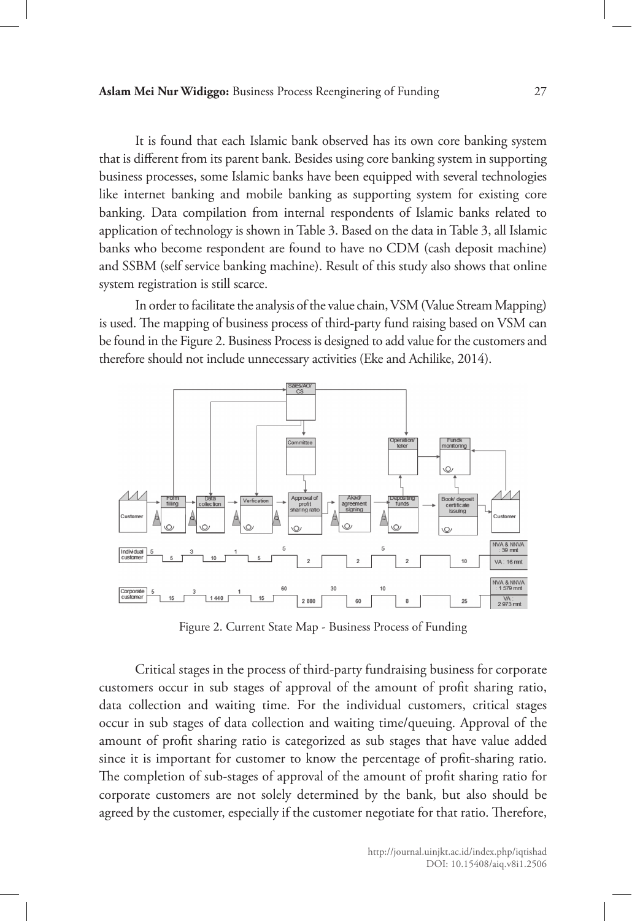It is found that each Islamic bank observed has its own core banking system that is different from its parent bank. Besides using core banking system in supporting business processes, some Islamic banks have been equipped with several technologies like internet banking and mobile banking as supporting system for existing core banking. Data compilation from internal respondents of Islamic banks related to application of technology is shown in Table 3. Based on the data in Table 3, all Islamic banks who become respondent are found to have no CDM (cash deposit machine) and SSBM (self service banking machine). Result of this study also shows that online system registration is still scarce.

In order to facilitate the analysis of the value chain, VSM (Value Stream Mapping) is used. The mapping of business process of third-party fund raising based on VSM can be found in the Figure 2. Business Process is designed to add value for the customers and therefore should not include unnecessary activities (Eke and Achilike, 2014).

Figure 2. Current State Map - Business Process of Funding

Critical stages in the process of third-party fundraising business for corporate customers occur in sub stages of approval of the amount of profit sharing ratio, data collection and waiting time. For the individual customers, critical stages occur in sub stages of data collection and waiting time/queuing. Approval of the amount of profit sharing ratio is categorized as sub stages that have value added since it is important for customer to know the percentage of profit-sharing ratio. The completion of sub-stages of approval of the amount of profit sharing ratio for corporate customers are not solely determined by the bank, but also should be agreed by the customer, especially if the customer negotiate for that ratio. Therefore,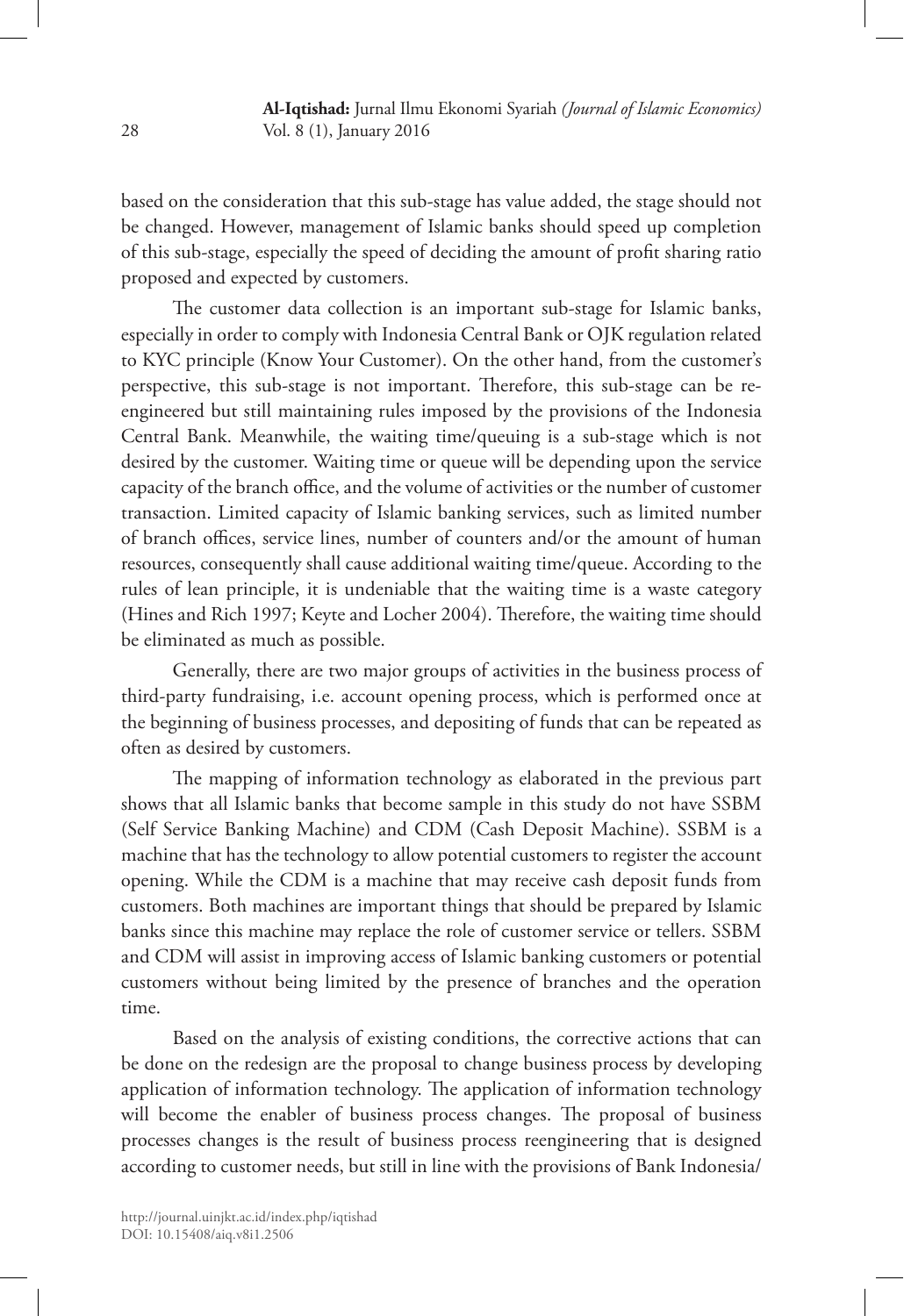based on the consideration that this sub-stage has value added, the stage should not be changed. However, management of Islamic banks should speed up completion of this sub-stage, especially the speed of deciding the amount of profit sharing ratio proposed and expected by customers.

The customer data collection is an important sub-stage for Islamic banks, especially in order to comply with Indonesia Central Bank or OJK regulation related to KYC principle (Know Your Customer). On the other hand, from the customer's perspective, this sub-stage is not important. Therefore, this sub-stage can be re-engineered but still maintaining rules imposed by the provisions of the Indonesia Central Bank. Meanwhile, the waiting time/queuing is a sub-stage which is not desired by the customer. Waiting time or queue will be depending upon the service capacity of the branch office, and the volume of activities or the number of customer transaction. Limited capacity of Islamic banking services, such as limited number of branch offices, service lines, number of counters and/or the amount of human resources, consequently shall cause additional waiting time/queue. According to the rules of lean principle, it is undeniable that the waiting time is a waste category (Hines and Rich 1997; Keyte and Locher 2004). Therefore, the waiting time should be eliminated as much as possible.

Generally, there are two major groups of activities in the business process of third-party fundraising, i.e. account opening process, which is performed once at the beginning of business processes, and depositing of funds that can be repeated as often as desired by customers.

The mapping of information technology as elaborated in the previous part shows that all Islamic banks that become sample in this study do not have SSBM (Self Service Banking Machine) and CDM (Cash Deposit Machine). SSBM is a machine that has the technology to allow potential customers to register the account opening. While the CDM is a machine that may receive cash deposit funds from customers. Both machines are important things that should be prepared by Islamic banks since this machine may replace the role of customer service or tellers. SSBM and CDM will assist in improving access of Islamic banking customers or potential customers without being limited by the presence of branches and the operation time.

Based on the analysis of existing conditions, the corrective actions that can be done on the redesign are the proposal to change business process by developing application of information technology. The application of information technology will become the enabler of business process changes. The proposal of business processes changes is the result of business process reengineering that is designed according to customer needs, but still in line with the provisions of Bank Indonesia/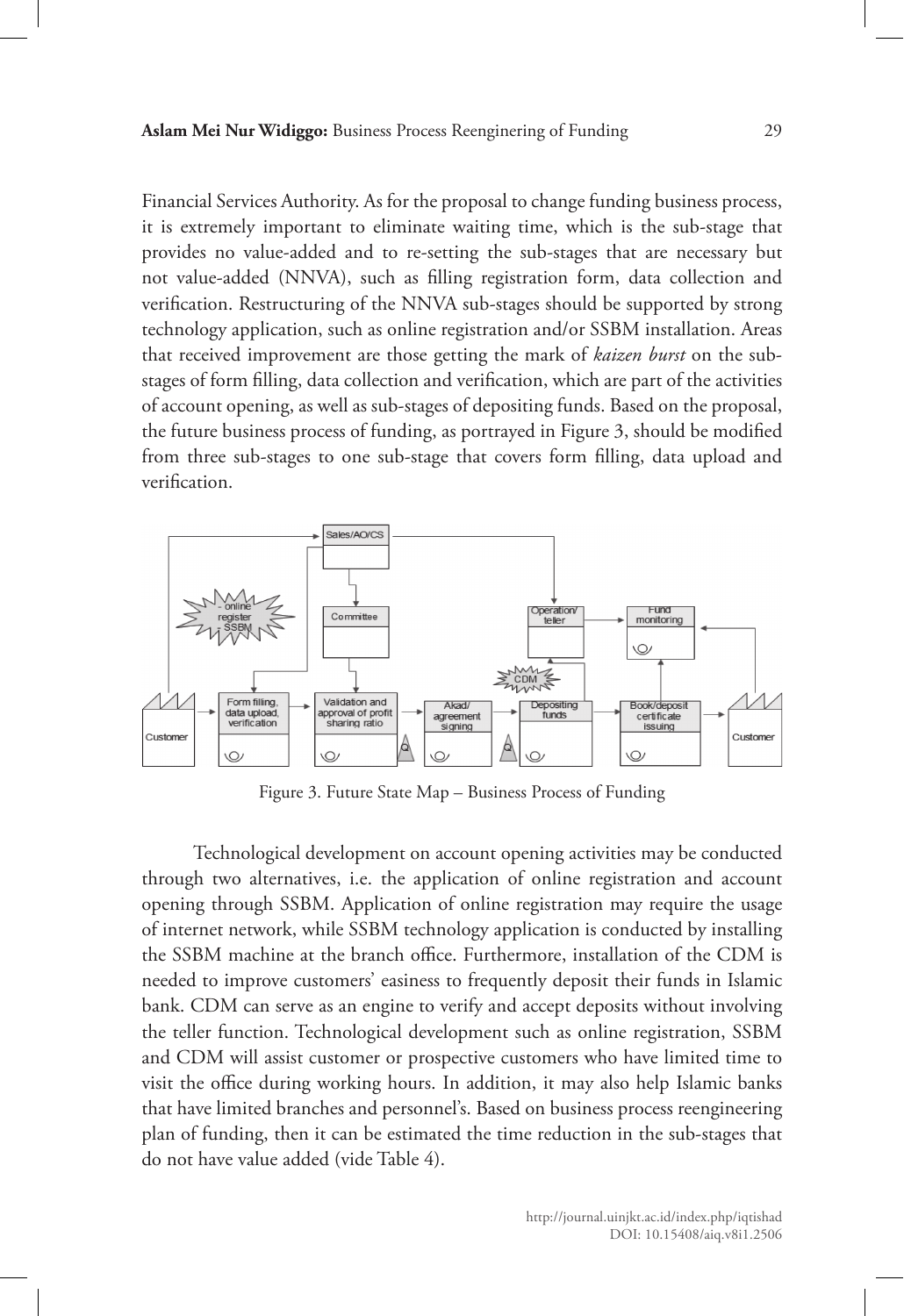Financial Services Authority. As for the proposal to change funding business process, it is extremely important to eliminate waiting time, which is the sub-stage that provides no value-added and to re-setting the sub-stages that are necessary but not value-added (NNVA), such as filling registration form, data collection and verification. Restructuring of the NNVA sub-stages should be supported by strong technology application, such as online registration and/or SSBM installation. Areas that received improvement are those getting the mark of *kaizen burst* on the sub-stages of form filling, data collection and verification, which are part of the activities of account opening, as well as sub-stages of depositing funds. Based on the proposal, the future business process of funding, as portrayed in Figure 3, should be modified from three sub-stages to one sub-stage that covers form filling, data upload and verification.

Figure 3. Future State Map – Business Process of Funding

Technological development on account opening activities may be conducted through two alternatives, i.e. the application of online registration and account opening through SSBM. Application of online registration may require the usage of internet network, while SSBM technology application is conducted by installing the SSBM machine at the branch office. Furthermore, installation of the CDM is needed to improve customers' easiness to frequently deposit their funds in Islamic bank. CDM can serve as an engine to verify and accept deposits without involving the teller function. Technological development such as online registration, SSBM and CDM will assist customer or prospective customers who have limited time to visit the office during working hours. In addition, it may also help Islamic banks that have limited branches and personnel's. Based on business process reengineering plan of funding, then it can be estimated the time reduction in the sub-stages that do not have value added (vide Table 4).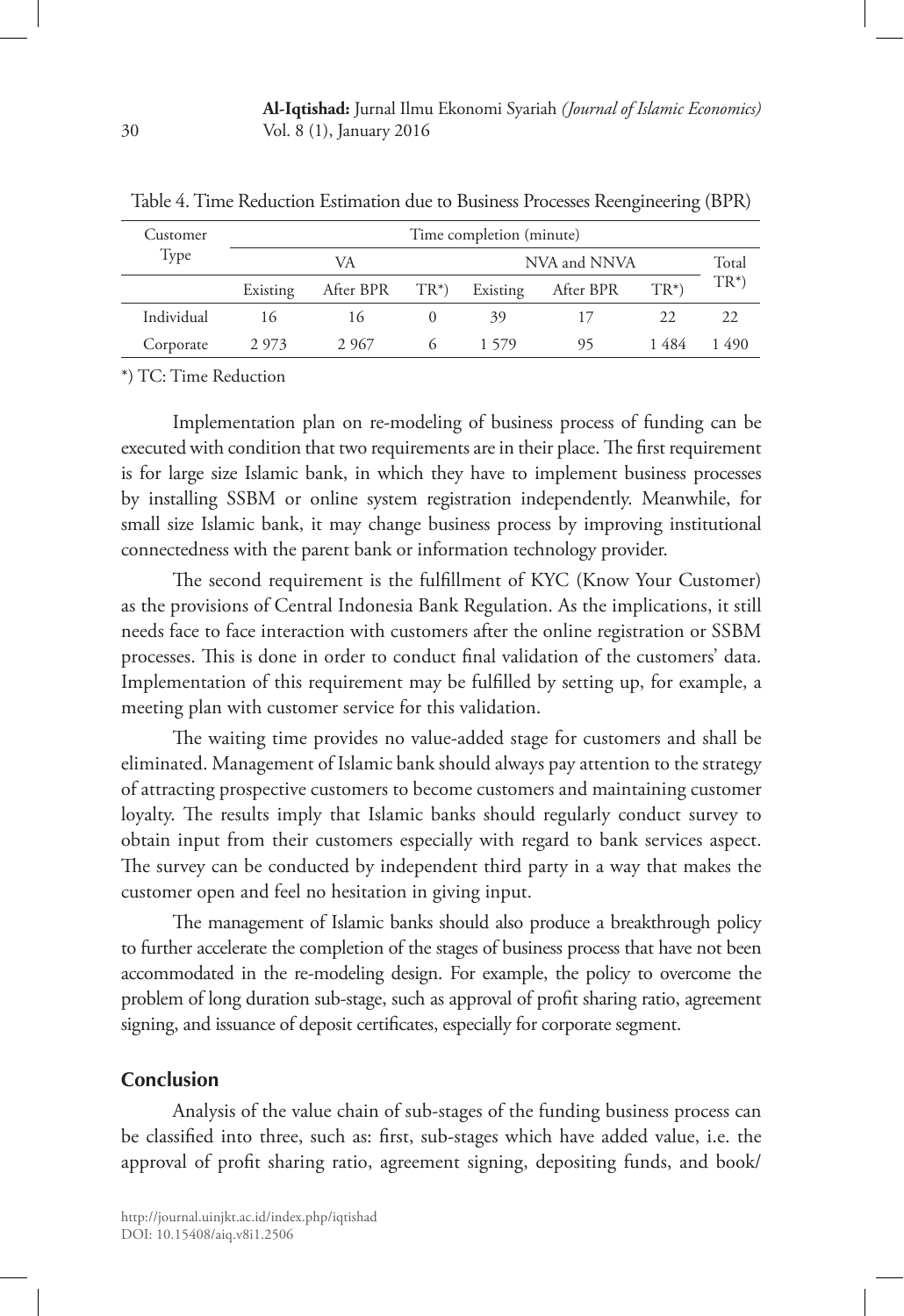Table 4. Time Reduction Estimation due to Business Processes Reengineering (BPR)

| Customer Type | Time completion (minute) | | | | | | |
|---|---|---|---|---|---|---|---|
| | VA | | | NVA and NNVA | | | Total TR*) |
| | Existing | After BPR | TR*) | Existing | After BPR | TR*) | |
| Individual | 16 | 16 | 0 | 39 | 17 | 22 | 22 |
| Corporate | 2 973 | 2 967 | 6 | 1 579 | 95 | 1 484 | 1 490 |

*) TC: Time Reduction

Implementation plan on re-modeling of business process of funding can be executed with condition that two requirements are in their place. The first requirement is for large size Islamic bank, in which they have to implement business processes by installing SSBM or online system registration independently. Meanwhile, for small size Islamic bank, it may change business process by improving institutional connectedness with the parent bank or information technology provider.

The second requirement is the fulfillment of KYC (Know Your Customer) as the provisions of Central Indonesia Bank Regulation. As the implications, it still needs face to face interaction with customers after the online registration or SSBM processes. This is done in order to conduct final validation of the customers' data. Implementation of this requirement may be fulfilled by setting up, for example, a meeting plan with customer service for this validation.

The waiting time provides no value-added stage for customers and shall be eliminated. Management of Islamic bank should always pay attention to the strategy of attracting prospective customers to become customers and maintaining customer loyalty. The results imply that Islamic banks should regularly conduct survey to obtain input from their customers especially with regard to bank services aspect. The survey can be conducted by independent third party in a way that makes the customer open and feel no hesitation in giving input.

The management of Islamic banks should also produce a breakthrough policy to further accelerate the completion of the stages of business process that have not been accommodated in the re-modeling design. For example, the policy to overcome the problem of long duration sub-stage, such as approval of profit sharing ratio, agreement signing, and issuance of deposit certificates, especially for corporate segment.

## Conclusion

Analysis of the value chain of sub-stages of the funding business process can be classified into three, such as: first, sub-stages which have added value, i.e. the approval of profit sharing ratio, agreement signing, depositing funds, and book/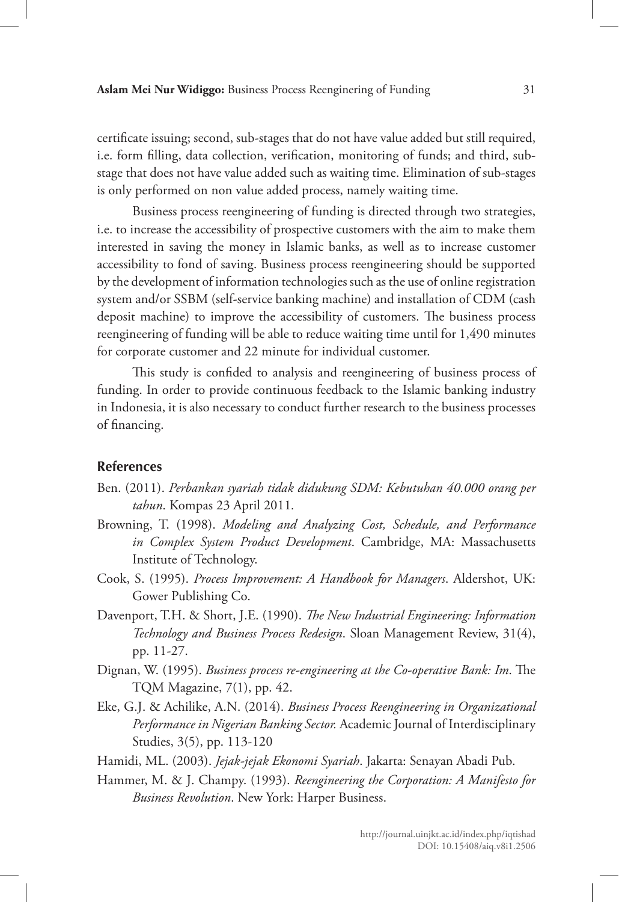certificate issuing; second, sub-stages that do not have value added but still required, i.e. form filling, data collection, verification, monitoring of funds; and third, sub-stage that does not have value added such as waiting time. Elimination of sub-stages is only performed on non value added process, namely waiting time.

Business process reengineering of funding is directed through two strategies, i.e. to increase the accessibility of prospective customers with the aim to make them interested in saving the money in Islamic banks, as well as to increase customer accessibility to fond of saving. Business process reengineering should be supported by the development of information technologies such as the use of online registration system and/or SSBM (self-service banking machine) and installation of CDM (cash deposit machine) to improve the accessibility of customers. The business process reengineering of funding will be able to reduce waiting time until for 1,490 minutes for corporate customer and 22 minute for individual customer.

This study is confided to analysis and reengineering of business process of funding. In order to provide continuous feedback to the Islamic banking industry in Indonesia, it is also necessary to conduct further research to the business processes of financing.

## References

Ben. (2011). *Perbankan syariah tidak didukung SDM: Kebutuhan 40.000 orang per tahun*. Kompas 23 April 2011.

Browning, T. (1998). *Modeling and Analyzing Cost, Schedule, and Performance in Complex System Product Development*. Cambridge, MA: Massachusetts Institute of Technology.

Cook, S. (1995). *Process Improvement: A Handbook for Managers*. Aldershot, UK: Gower Publishing Co.

Davenport, T.H. & Short, J.E. (1990). *The New Industrial Engineering: Information Technology and Business Process Redesign*. Sloan Management Review, 31(4), pp. 11-27.

Dignan, W. (1995). *Business process re-engineering at the Co-operative Bank: Im*. The TQM Magazine, 7(1), pp. 42.

Eke, G.J. & Achilike, A.N. (2014). *Business Process Reengineering in Organizational Performance in Nigerian Banking Sector.* Academic Journal of Interdisciplinary Studies, 3(5), pp. 113-120

Hamidi, ML. (2003). *Jejak-jejak Ekonomi Syariah*. Jakarta: Senayan Abadi Pub.

Hammer, M. & J. Champy. (1993). *Reengineering the Corporation: A Manifesto for Business Revolution*. New York: Harper Business.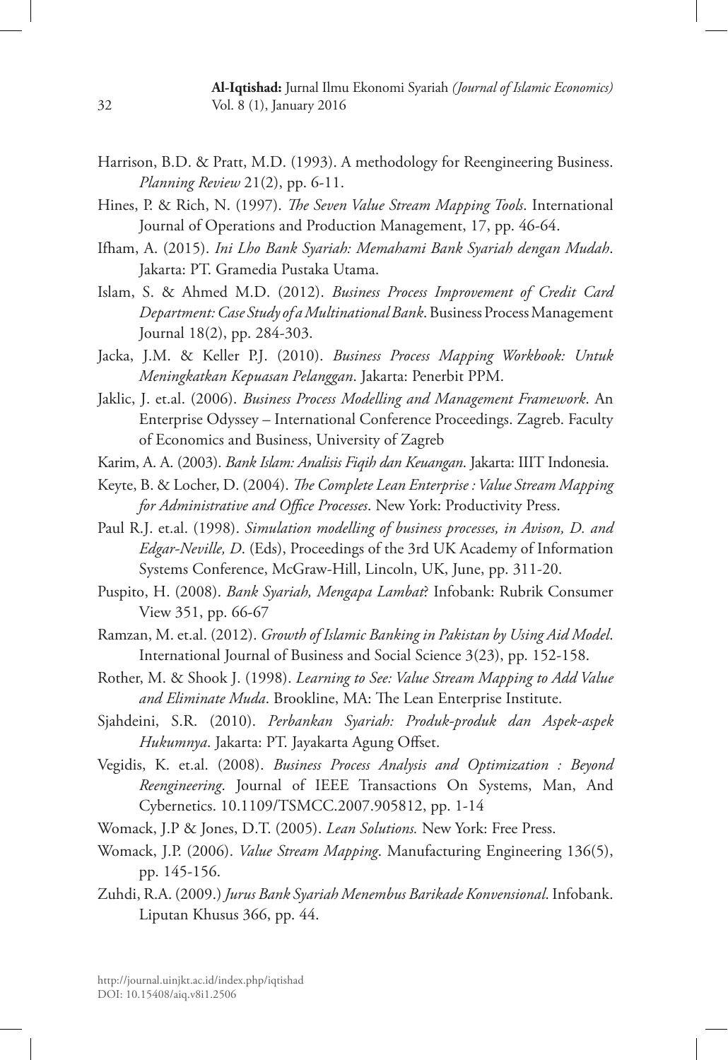Harrison, B.D. & Pratt, M.D. (1993). A methodology for Reengineering Business. *Planning Review* 21(2), pp. 6-11.

Hines, P. & Rich, N. (1997). *The Seven Value Stream Mapping Tools*. International Journal of Operations and Production Management, 17, pp. 46-64.

Ifham, A. (2015). *Ini Lho Bank Syariah: Memahami Bank Syariah dengan Mudah*. Jakarta: PT. Gramedia Pustaka Utama.

Islam, S. & Ahmed M.D. (2012). *Business Process Improvement of Credit Card Department: Case Study of a Multinational Bank*. Business Process Management Journal 18(2), pp. 284-303.

Jacka, J.M. & Keller P.J. (2010). *Business Process Mapping Workbook: Untuk Meningkatkan Kepuasan Pelanggan*. Jakarta: Penerbit PPM.

Jaklic, J. et.al. (2006). *Business Process Modelling and Management Framework*. An Enterprise Odyssey – International Conference Proceedings. Zagreb. Faculty of Economics and Business, University of Zagreb

Karim, A. A. (2003). *Bank Islam: Analisis Fiqih dan Keuangan*. Jakarta: IIIT Indonesia.

Keyte, B. & Locher, D. (2004). *The Complete Lean Enterprise : Value Stream Mapping for Administrative and Office Processes*. New York: Productivity Press.

Paul R.J. et.al. (1998). *Simulation modelling of business processes, in Avison, D. and Edgar-Neville, D*. (Eds), Proceedings of the 3rd UK Academy of Information Systems Conference, McGraw-Hill, Lincoln, UK, June, pp. 311-20.

Puspito, H. (2008). *Bank Syariah, Mengapa Lambat*? Infobank: Rubrik Consumer View 351, pp. 66-67

Ramzan, M. et.al. (2012). *Growth of Islamic Banking in Pakistan by Using Aid Model*. International Journal of Business and Social Science 3(23), pp. 152-158.

Rother, M. & Shook J. (1998). *Learning to See: Value Stream Mapping to Add Value and Eliminate Muda*. Brookline, MA: The Lean Enterprise Institute.

Sjahdeini, S.R. (2010). *Perbankan Syariah: Produk-produk dan Aspek-aspek Hukumnya*. Jakarta: PT. Jayakarta Agung Offset.

Vegidis, K. et.al. (2008). *Business Process Analysis and Optimization : Beyond Reengineering*. Journal of IEEE Transactions On Systems, Man, And Cybernetics. 10.1109/TSMCC.2007.905812, pp. 1-14

Womack, J.P & Jones, D.T. (2005). *Lean Solutions.* New York: Free Press.

Womack, J.P. (2006). *Value Stream Mapping*. Manufacturing Engineering 136(5), pp. 145-156.

Zuhdi, R.A. (2009.) *Jurus Bank Syariah Menembus Barikade Konvensional*. Infobank. Liputan Khusus 366, pp. 44.